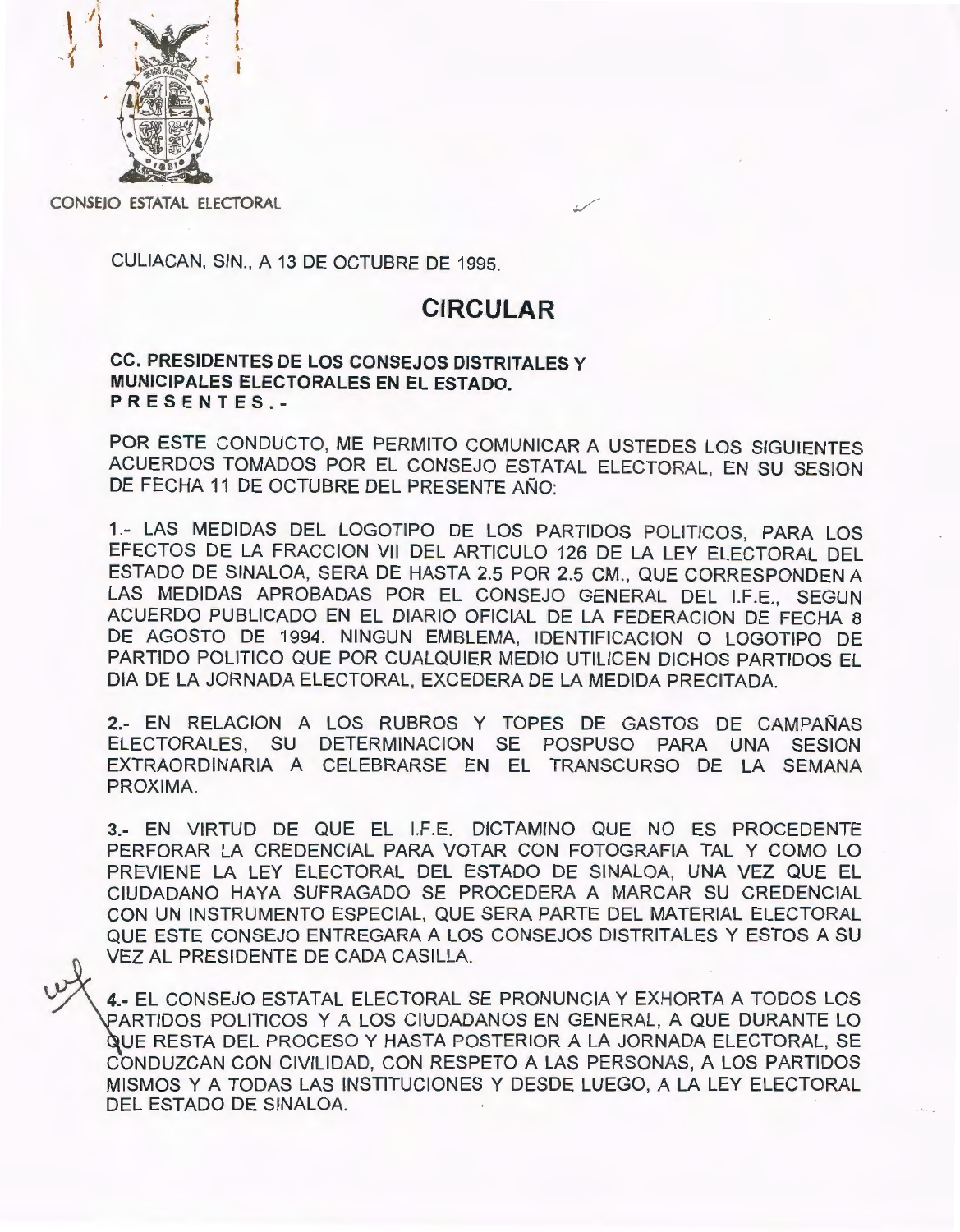CONSEJO ESTATAL ELECTORAL

CULIACAN, SIN., A 13 DE OCTUBRE DE 1995.

# CIRCULAR

**CC. PRESIDENTES DE LOS CONSEJOS DISTRITALES Y MUNICIPALES ELECTORALES EN EL ESTADO.**
**P R E S E N T E S .-**

POR ESTE CONDUCTO, ME PERMITO COMUNICAR A USTEDES LOS SIGUIENTES ACUERDOS TOMADOS POR EL CONSEJO ESTATAL ELECTORAL, EN SU SESION DE FECHA 11 DE OCTUBRE DEL PRESENTE AÑO:

1.- LAS MEDIDAS DEL LOGOTIPO DE LOS PARTIDOS POLITICOS, PARA LOS EFECTOS DE LA FRACCION VII DEL ARTICULO 126 DE LA LEY ELECTORAL DEL ESTADO DE SINALOA, SERA DE HASTA 2.5 POR 2.5 CM., QUE CORRESPONDEN A LAS MEDIDAS APROBADAS POR EL CONSEJO GENERAL DEL I.F.E., SEGUN ACUERDO PUBLICADO EN EL DIARIO OFICIAL DE LA FEDERACION DE FECHA 8 DE AGOSTO DE 1994. NINGUN EMBLEMA, IDENTIFICACION O LOGOTIPO DE PARTIDO POLITICO QUE POR CUALQUIER MEDIO UTILICEN DICHOS PARTIDOS EL DIA DE LA JORNADA ELECTORAL, EXCEDERA DE LA MEDIDA PRECITADA.

**2.-** EN RELACION A LOS RUBROS Y TOPES DE GASTOS DE CAMPAÑAS ELECTORALES, SU DETERMINACION SE POSPUSO PARA UNA SESION EXTRAORDINARIA A CELEBRARSE EN EL TRANSCURSO DE LA SEMANA PROXIMA.

**3.-** EN VIRTUD DE QUE EL I.F.E. DICTAMINO QUE NO ES PROCEDENTE PERFORAR LA CREDENCIAL PARA VOTAR CON FOTOGRAFIA TAL Y COMO LO PREVIENE LA LEY ELECTORAL DEL ESTADO DE SINALOA, UNA VEZ QUE EL CIUDADANO HAYA SUFRAGADO SE PROCEDERA A MARCAR SU CREDENCIAL CON UN INSTRUMENTO ESPECIAL, QUE SERA PARTE DEL MATERIAL ELECTORAL QUE ESTE CONSEJO ENTREGARA A LOS CONSEJOS DISTRITALES Y ESTOS A SU VEZ AL PRESIDENTE DE CADA CASILLA.

**4.-** EL CONSEJO ESTATAL ELECTORAL SE PRONUNCIA Y EXHORTA A TODOS LOS PARTIDOS POLITICOS Y A LOS CIUDADANOS EN GENERAL, A QUE DURANTE LO QUE RESTA DEL PROCESO Y HASTA POSTERIOR A LA JORNADA ELECTORAL, SE CONDUZCAN CON CIVILIDAD, CON RESPETO A LAS PERSONAS, A LOS PARTIDOS MISMOS Y A TODAS LAS INSTITUCIONES Y DESDE LUEGO, A LA LEY ELECTORAL DEL ESTADO DE SINALOA.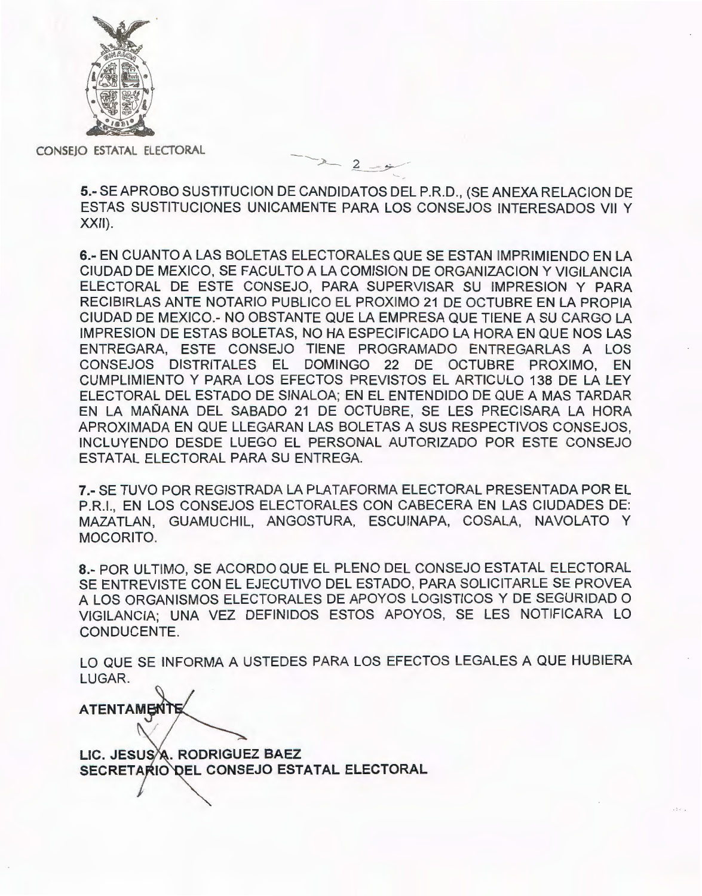CONSEJO ESTATAL ELECTORAL

**5.-** SE APROBO SUSTITUCION DE CANDIDATOS DEL P.R.D., (SE ANEXA RELACION DE ESTAS SUSTITUCIONES UNICAMENTE PARA LOS CONSEJOS INTERESADOS VII Y XXII).

**6.-** EN CUANTO A LAS BOLETAS ELECTORALES QUE SE ESTAN IMPRIMIENDO EN LA CIUDAD DE MEXICO, SE FACULTO A LA COMISION DE ORGANIZACION Y VIGILANCIA ELECTORAL DE ESTE CONSEJO, PARA SUPERVISAR SU IMPRESION Y PARA RECIBIRLAS ANTE NOTARIO PUBLICO EL PROXIMO 21 DE OCTUBRE EN LA PROPIA CIUDAD DE MEXICO.- NO OBSTANTE QUE LA EMPRESA QUE TIENE A SU CARGO LA IMPRESION DE ESTAS BOLETAS, NO HA ESPECIFICADO LA HORA EN QUE NOS LAS ENTREGARA, ESTE CONSEJO TIENE PROGRAMADO ENTREGARLAS A LOS CONSEJOS DISTRITALES EL DOMINGO 22 DE OCTUBRE PROXIMO, EN CUMPLIMIENTO Y PARA LOS EFECTOS PREVISTOS EL ARTICULO 138 DE LA LEY ELECTORAL DEL ESTADO DE SINALOA; EN EL ENTENDIDO DE QUE A MAS TARDAR EN LA MAÑANA DEL SABADO 21 DE OCTUBRE, SE LES PRECISARA LA HORA APROXIMADA EN QUE LLEGARAN LAS BOLETAS A SUS RESPECTIVOS CONSEJOS, INCLUYENDO DESDE LUEGO EL PERSONAL AUTORIZADO POR ESTE CONSEJO ESTATAL ELECTORAL PARA SU ENTREGA.

**7.-** SE TUVO POR REGISTRADA LA PLATAFORMA ELECTORAL PRESENTADA POR EL P.R.I., EN LOS CONSEJOS ELECTORALES CON CABECERA EN LAS CIUDADES DE: MAZATLAN, GUAMUCHIL, ANGOSTURA, ESCUINAPA, COSALA, NAVOLATO Y MOCORITO.

**8.-** POR ULTIMO, SE ACORDO QUE EL PLENO DEL CONSEJO ESTATAL ELECTORAL SE ENTREVISTE CON EL EJECUTIVO DEL ESTADO, PARA SOLICITARLE SE PROVEA A LOS ORGANISMOS ELECTORALES DE APOYOS LOGISTICOS Y DE SEGURIDAD O VIGILANCIA; UNA VEZ DEFINIDOS ESTOS APOYOS, SE LES NOTIFICARA LO CONDUCENTE.

LO QUE SE INFORMA A USTEDES PARA LOS EFECTOS LEGALES A QUE HUBIERA LUGAR.

**ATENTAMENTE**

**LIC. JESUS A. RODRIGUEZ BAEZ**
**SECRETARIO DEL CONSEJO ESTATAL ELECTORAL**